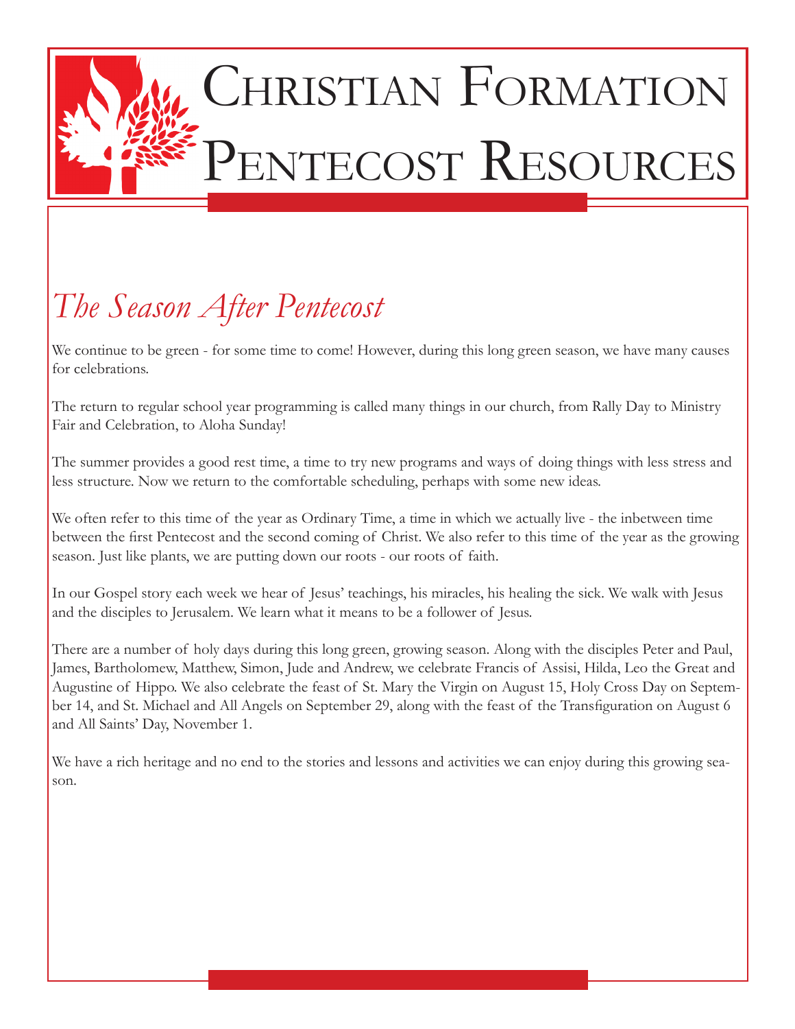# Christian Formation Pentecost Resources

## *The Season After Pentecost*

We continue to be green - for some time to come! However, during this long green season, we have many causes for celebrations.

The return to regular school year programming is called many things in our church, from Rally Day to Ministry Fair and Celebration, to Aloha Sunday!

The summer provides a good rest time, a time to try new programs and ways of doing things with less stress and less structure. Now we return to the comfortable scheduling, perhaps with some new ideas.

We often refer to this time of the year as Ordinary Time, a time in which we actually live - the inbetween time between the first Pentecost and the second coming of Christ. We also refer to this time of the year as the growing season. Just like plants, we are putting down our roots - our roots of faith.

In our Gospel story each week we hear of Jesus' teachings, his miracles, his healing the sick. We walk with Jesus and the disciples to Jerusalem. We learn what it means to be a follower of Jesus.

There are a number of holy days during this long green, growing season. Along with the disciples Peter and Paul, James, Bartholomew, Matthew, Simon, Jude and Andrew, we celebrate Francis of Assisi, Hilda, Leo the Great and Augustine of Hippo. We also celebrate the feast of St. Mary the Virgin on August 15, Holy Cross Day on September 14, and St. Michael and All Angels on September 29, along with the feast of the Transfiguration on August 6 and All Saints' Day, November 1.

We have a rich heritage and no end to the stories and lessons and activities we can enjoy during this growing season.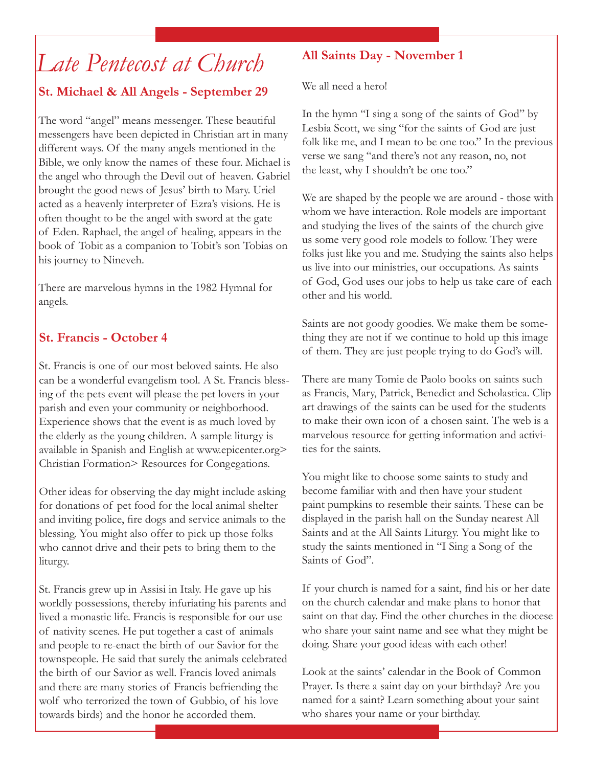# *Late Pentecost at Church*

## St. Michael & All Angels - September 29

The word "angel" means messenger. These beautiful messengers have been depicted in Christian art in many different ways. Of the many angels mentioned in the Bible, we only know the names of these four. Michael is the angel who through the Devil out of heaven. Gabriel brought the good news of Jesus' birth to Mary. Uriel acted as a heavenly interpreter of Ezra's visions. He is often thought to be the angel with sword at the gate of Eden. Raphael, the angel of healing, appears in the book of Tobit as a companion to Tobit's son Tobias on his journey to Nineveh.

There are marvelous hymns in the 1982 Hymnal for angels.

## St. Francis - October 4

St. Francis is one of our most beloved saints. He also can be a wonderful evangelism tool. A St. Francis blessing of the pets event will please the pet lovers in your parish and even your community or neighborhood. Experience shows that the event is as much loved by the elderly as the young children. A sample liturgy is available in Spanish and English at www.epicenter.org> Christian Formation> Resources for Congegations.

Other ideas for observing the day might include asking for donations of pet food for the local animal shelter and inviting police, fire dogs and service animals to the blessing. You might also offer to pick up those folks who cannot drive and their pets to bring them to the liturgy.

St. Francis grew up in Assisi in Italy. He gave up his worldly possessions, thereby infuriating his parents and lived a monastic life. Francis is responsible for our use of nativity scenes. He put together a cast of animals and people to re-enact the birth of our Savior for the townspeople. He said that surely the animals celebrated the birth of our Savior as well. Francis loved animals and there are many stories of Francis befriending the wolf who terrorized the town of Gubbio, of his love towards birds) and the honor he accorded them.

## All Saints Day - November 1

We all need a hero!

In the hymn "I sing a song of the saints of God" by Lesbia Scott, we sing "for the saints of God are just folk like me, and I mean to be one too." In the previous verse we sang "and there's not any reason, no, not the least, why I shouldn't be one too."

We are shaped by the people we are around - those with whom we have interaction. Role models are important and studying the lives of the saints of the church give us some very good role models to follow. They were folks just like you and me. Studying the saints also helps us live into our ministries, our occupations. As saints of God, God uses our jobs to help us take care of each other and his world.

Saints are not goody goodies. We make them be something they are not if we continue to hold up this image of them. They are just people trying to do God's will.

There are many Tomie de Paolo books on saints such as Francis, Mary, Patrick, Benedict and Scholastica. Clip art drawings of the saints can be used for the students to make their own icon of a chosen saint. The web is a marvelous resource for getting information and activities for the saints.

You might like to choose some saints to study and become familiar with and then have your student paint pumpkins to resemble their saints. These can be displayed in the parish hall on the Sunday nearest All Saints and at the All Saints Liturgy. You might like to study the saints mentioned in "I Sing a Song of the Saints of God".

If your church is named for a saint, find his or her date on the church calendar and make plans to honor that saint on that day. Find the other churches in the diocese who share your saint name and see what they might be doing. Share your good ideas with each other!

Look at the saints' calendar in the Book of Common Prayer. Is there a saint day on your birthday? Are you named for a saint? Learn something about your saint who shares your name or your birthday.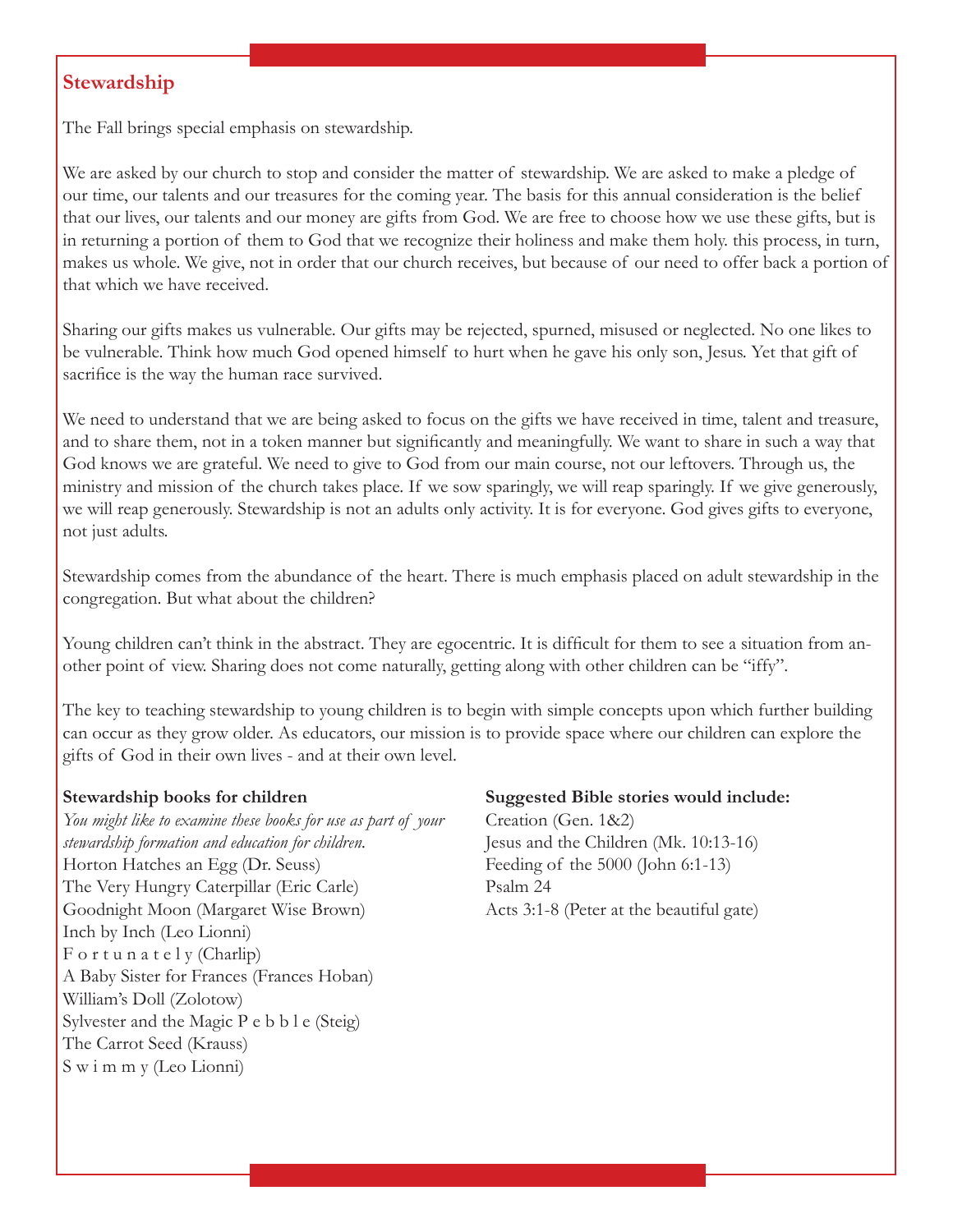## Stewardship

The Fall brings special emphasis on stewardship.

We are asked by our church to stop and consider the matter of stewardship. We are asked to make a pledge of our time, our talents and our treasures for the coming year. The basis for this annual consideration is the belief that our lives, our talents and our money are gifts from God. We are free to choose how we use these gifts, but is in returning a portion of them to God that we recognize their holiness and make them holy. this process, in turn, makes us whole. We give, not in order that our church receives, but because of our need to offer back a portion of that which we have received.

Sharing our gifts makes us vulnerable. Our gifts may be rejected, spurned, misused or neglected. No one likes to be vulnerable. Think how much God opened himself to hurt when he gave his only son, Jesus. Yet that gift of sacrifice is the way the human race survived.

We need to understand that we are being asked to focus on the gifts we have received in time, talent and treasure, and to share them, not in a token manner but significantly and meaningfully. We want to share in such a way that God knows we are grateful. We need to give to God from our main course, not our leftovers. Through us, the ministry and mission of the church takes place. If we sow sparingly, we will reap sparingly. If we give generously, we will reap generously. Stewardship is not an adults only activity. It is for everyone. God gives gifts to everyone, not just adults.

Stewardship comes from the abundance of the heart. There is much emphasis placed on adult stewardship in the congregation. But what about the children?

Young children can't think in the abstract. They are egocentric. It is difficult for them to see a situation from another point of view. Sharing does not come naturally, getting along with other children can be "iffy".

The key to teaching stewardship to young children is to begin with simple concepts upon which further building can occur as they grow older. As educators, our mission is to provide space where our children can explore the gifts of God in their own lives - and at their own level.

**Stewardship books for children**

*You might like to examine these books for use as part of your stewardship formation and education for children.*

Horton Hatches an Egg (Dr. Seuss)
The Very Hungry Caterpillar (Eric Carle)
Goodnight Moon (Margaret Wise Brown)
Inch by Inch (Leo Lionni)
F o r t u n a t e l y (Charlip)
A Baby Sister for Frances (Frances Hoban)
William's Doll (Zolotow)
Sylvester and the Magic P e b b l e (Steig)
The Carrot Seed (Krauss)
S w i m m y (Leo Lionni)

**Suggested Bible stories would include:**

Creation (Gen. 1&2)
Jesus and the Children (Mk. 10:13-16)
Feeding of the 5000 (John 6:1-13)
Psalm 24
Acts 3:1-8 (Peter at the beautiful gate)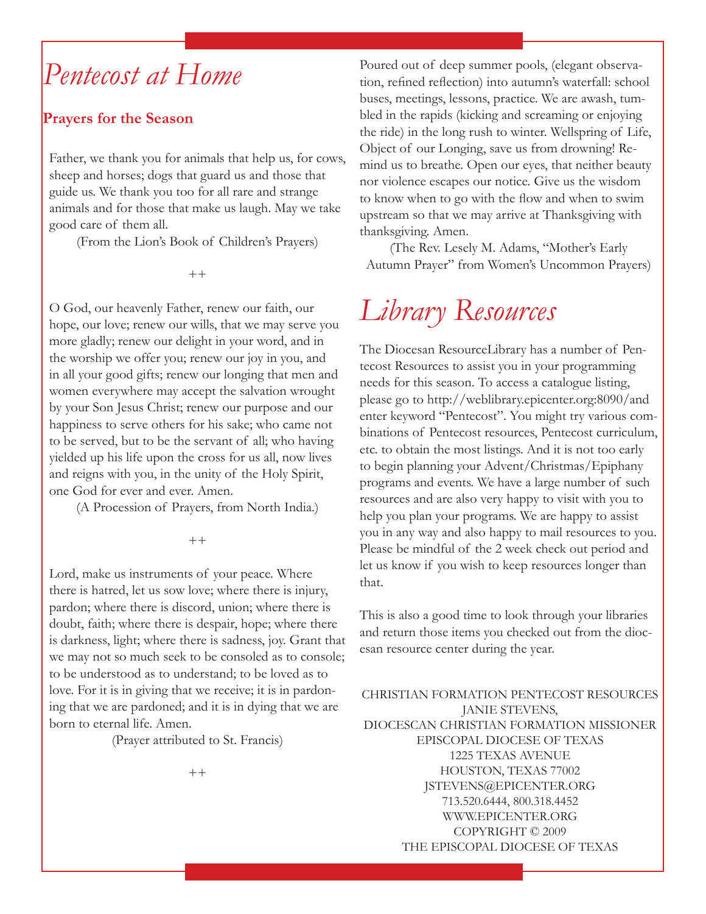# *Pentecost at Home*

## Prayers for the Season

Father, we thank you for animals that help us, for cows, sheep and horses; dogs that guard us and those that guide us. We thank you too for all rare and strange animals and for those that make us laugh. May we take good care of them all.

(From the Lion's Book of Children's Prayers)

++

O God, our heavenly Father, renew our faith, our hope, our love; renew our wills, that we may serve you more gladly; renew our delight in your word, and in the worship we offer you; renew our joy in you, and in all your good gifts; renew our longing that men and women everywhere may accept the salvation wrought by your Son Jesus Christ; renew our purpose and our happiness to serve others for his sake; who came not to be served, but to be the servant of all; who having yielded up his life upon the cross for us all, now lives and reigns with you, in the unity of the Holy Spirit, one God for ever and ever. Amen.

(A Procession of Prayers, from North India.)

++

Lord, make us instruments of your peace. Where there is hatred, let us sow love; where there is injury, pardon; where there is discord, union; where there is doubt, faith; where there is despair, hope; where there is darkness, light; where there is sadness, joy. Grant that we may not so much seek to be consoled as to console; to be understood as to understand; to be loved as to love. For it is in giving that we receive; it is in pardoning that we are pardoned; and it is in dying that we are born to eternal life. Amen.

(Prayer attributed to St. Francis)

++

Poured out of deep summer pools, (elegant observation, refined reflection) into autumn's waterfall: school buses, meetings, lessons, practice. We are awash, tumbled in the rapids (kicking and screaming or enjoying the ride) in the long rush to winter. Wellspring of Life, Object of our Longing, save us from drowning! Remind us to breathe. Open our eyes, that neither beauty nor violence escapes our notice. Give us the wisdom to know when to go with the flow and when to swim upstream so that we may arrive at Thanksgiving with thanksgiving. Amen.

(The Rev. Lesely M. Adams, "Mother's Early Autumn Prayer" from Women's Uncommon Prayers)

# *Library Resources*

The Diocesan ResourceLibrary has a number of Pentecost Resources to assist you in your programming needs for this season. To access a catalogue listing, please go to http://weblibrary.epicenter.org:8090/and enter keyword "Pentecost". You might try various combinations of Pentecost resources, Pentecost curriculum, etc. to obtain the most listings. And it is not too early to begin planning your Advent/Christmas/Epiphany programs and events. We have a large number of such resources and are also very happy to visit with you to help you plan your programs. We are happy to assist you in any way and also happy to mail resources to you. Please be mindful of the 2 week check out period and let us know if you wish to keep resources longer than that.

This is also a good time to look through your libraries and return those items you checked out from the diocesan resource center during the year.

CHRISTIAN FORMATION PENTECOST RESOURCES
JANIE STEVENS,
DIOCESCAN CHRISTIAN FORMATION MISSIONER
EPISCOPAL DIOCESE OF TEXAS
1225 TEXAS AVENUE
HOUSTON, TEXAS 77002
JSTEVENS@EPICENTER.ORG
713.520.6444, 800.318.4452
WWW.EPICENTER.ORG
COPYRIGHT © 2009
THE EPISCOPAL DIOCESE OF TEXAS